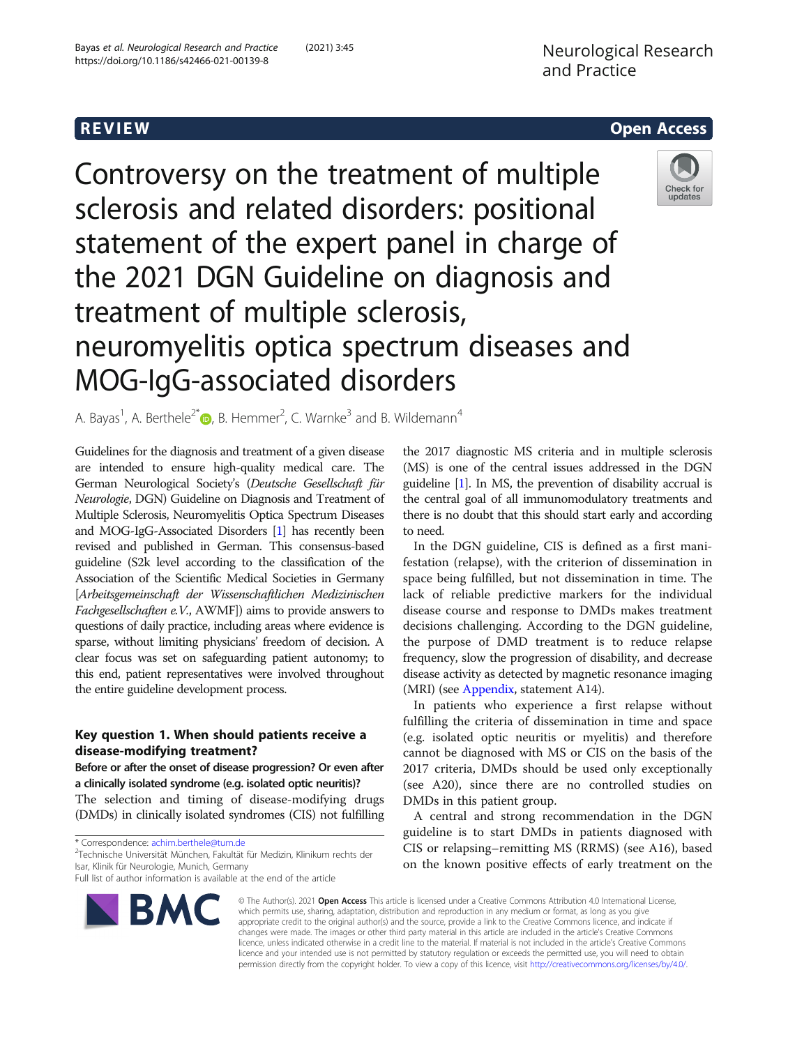REVIEW

Open Access

# Controversy on the treatment of multiple sclerosis and related disorders: positional statement of the expert panel in charge of the 2021 DGN Guideline on diagnosis and treatment of multiple sclerosis, neuromyelitis optica spectrum diseases and MOG-IgG-associated disorders

A. Bayas[1], A. Berthele[2*], B. Hemmer[2], C. Warnke[3] and B. Wildemann[4]

Guidelines for the diagnosis and treatment of a given disease are intended to ensure high-quality medical care. The German Neurological Society's (*Deutsche Gesellschaft für Neurologie*, DGN) Guideline on Diagnosis and Treatment of Multiple Sclerosis, Neuromyelitis Optica Spectrum Diseases and MOG-IgG-Associated Disorders [1] has recently been revised and published in German. This consensus-based guideline (S2k level according to the classification of the Association of the Scientific Medical Societies in Germany [*Arbeitsgemeinschaft der Wissenschaftlichen Medizinischen Fachgesellschaften e.V.*, AWMF]) aims to provide answers to questions of daily practice, including areas where evidence is sparse, without limiting physicians' freedom of decision. A clear focus was set on safeguarding patient autonomy; to this end, patient representatives were involved throughout the entire guideline development process.

## Key question 1. When should patients receive a disease-modifying treatment?

**Before or after the onset of disease progression? Or even after a clinically isolated syndrome (e.g. isolated optic neuritis)?**

The selection and timing of disease-modifying drugs (DMDs) in clinically isolated syndromes (CIS) not fulfilling the 2017 diagnostic MS criteria and in multiple sclerosis (MS) is one of the central issues addressed in the DGN guideline [1]. In MS, the prevention of disability accrual is the central goal of all immunomodulatory treatments and there is no doubt that this should start early and according to need.

In the DGN guideline, CIS is defined as a first manifestation (relapse), with the criterion of dissemination in space being fulfilled, but not dissemination in time. The lack of reliable predictive markers for the individual disease course and response to DMDs makes treatment decisions challenging. According to the DGN guideline, the purpose of DMD treatment is to reduce relapse frequency, slow the progression of disability, and decrease disease activity as detected by magnetic resonance imaging (MRI) (see Appendix, statement A14).

In patients who experience a first relapse without fulfilling the criteria of dissemination in time and space (e.g. isolated optic neuritis or myelitis) and therefore cannot be diagnosed with MS or CIS on the basis of the 2017 criteria, DMDs should be used only exceptionally (see A20), since there are no controlled studies on DMDs in this patient group.

A central and strong recommendation in the DGN guideline is to start DMDs in patients diagnosed with CIS or relapsing–remitting MS (RRMS) (see A16), based on the known positive effects of early treatment on the

\* Correspondence: achim.berthele@tum.de

[2]Technische Universität München, Fakultät für Medizin, Klinikum rechts der Isar, Klinik für Neurologie, Munich, Germany

Full list of author information is available at the end of the article

© The Author(s). 2021 **Open Access** This article is licensed under a Creative Commons Attribution 4.0 International License, which permits use, sharing, adaptation, distribution and reproduction in any medium or format, as long as you give appropriate credit to the original author(s) and the source, provide a link to the Creative Commons licence, and indicate if changes were made. The images or other third party material in this article are included in the article's Creative Commons licence, unless indicated otherwise in a credit line to the material. If material is not included in the article's Creative Commons licence and your intended use is not permitted by statutory regulation or exceeds the permitted use, you will need to obtain permission directly from the copyright holder. To view a copy of this licence, visit http://creativecommons.org/licenses/by/4.0/.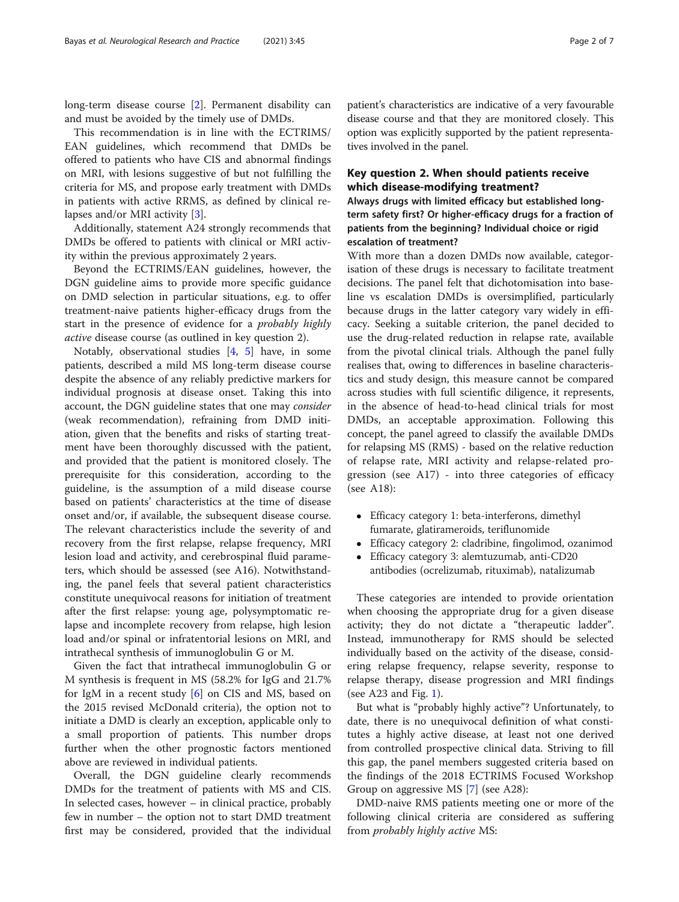long-term disease course [2]. Permanent disability can and must be avoided by the timely use of DMDs.

This recommendation is in line with the ECTRIMS/EAN guidelines, which recommend that DMDs be offered to patients who have CIS and abnormal findings on MRI, with lesions suggestive of but not fulfilling the criteria for MS, and propose early treatment with DMDs in patients with active RRMS, as defined by clinical relapses and/or MRI activity [3].

Additionally, statement A24 strongly recommends that DMDs be offered to patients with clinical or MRI activity within the previous approximately 2 years.

Beyond the ECTRIMS/EAN guidelines, however, the DGN guideline aims to provide more specific guidance on DMD selection in particular situations, e.g. to offer treatment-naive patients higher-efficacy drugs from the start in the presence of evidence for a *probably highly active* disease course (as outlined in key question 2).

Notably, observational studies [4, 5] have, in some patients, described a mild MS long-term disease course despite the absence of any reliably predictive markers for individual prognosis at disease onset. Taking this into account, the DGN guideline states that one may *consider* (weak recommendation), refraining from DMD initiation, given that the benefits and risks of starting treatment have been thoroughly discussed with the patient, and provided that the patient is monitored closely. The prerequisite for this consideration, according to the guideline, is the assumption of a mild disease course based on patients' characteristics at the time of disease onset and/or, if available, the subsequent disease course. The relevant characteristics include the severity of and recovery from the first relapse, relapse frequency, MRI lesion load and activity, and cerebrospinal fluid parameters, which should be assessed (see A16). Notwithstanding, the panel feels that several patient characteristics constitute unequivocal reasons for initiation of treatment after the first relapse: young age, polysymptomatic relapse and incomplete recovery from relapse, high lesion load and/or spinal or infratentorial lesions on MRI, and intrathecal synthesis of immunoglobulin G or M.

Given the fact that intrathecal immunoglobulin G or M synthesis is frequent in MS (58.2% for IgG and 21.7% for IgM in a recent study [6] on CIS and MS, based on the 2015 revised McDonald criteria), the option not to initiate a DMD is clearly an exception, applicable only to a small proportion of patients. This number drops further when the other prognostic factors mentioned above are reviewed in individual patients.

Overall, the DGN guideline clearly recommends DMDs for the treatment of patients with MS and CIS. In selected cases, however – in clinical practice, probably few in number – the option not to start DMD treatment first may be considered, provided that the individual patient's characteristics are indicative of a very favourable disease course and that they are monitored closely. This option was explicitly supported by the patient representatives involved in the panel.

## Key question 2. When should patients receive which disease-modifying treatment?

### Always drugs with limited efficacy but established long-term safety first? Or higher-efficacy drugs for a fraction of patients from the beginning? Individual choice or rigid escalation of treatment?

With more than a dozen DMDs now available, categorisation of these drugs is necessary to facilitate treatment decisions. The panel felt that dichotomisation into baseline vs escalation DMDs is oversimplified, particularly because drugs in the latter category vary widely in efficacy. Seeking a suitable criterion, the panel decided to use the drug-related reduction in relapse rate, available from the pivotal clinical trials. Although the panel fully realises that, owing to differences in baseline characteristics and study design, this measure cannot be compared across studies with full scientific diligence, it represents, in the absence of head-to-head clinical trials for most DMDs, an acceptable approximation. Following this concept, the panel agreed to classify the available DMDs for relapsing MS (RMS) - based on the relative reduction of relapse rate, MRI activity and relapse-related progression (see A17) - into three categories of efficacy (see A18):

- Efficacy category 1: beta-interferons, dimethyl fumarate, glatirameroids, teriflunomide
- Efficacy category 2: cladribine, fingolimod, ozanimod
- Efficacy category 3: alemtuzumab, anti-CD20 antibodies (ocrelizumab, rituximab), natalizumab

These categories are intended to provide orientation when choosing the appropriate drug for a given disease activity; they do not dictate a "therapeutic ladder". Instead, immunotherapy for RMS should be selected individually based on the activity of the disease, considering relapse frequency, relapse severity, response to relapse therapy, disease progression and MRI findings (see A23 and Fig. 1).

But what is "probably highly active"? Unfortunately, to date, there is no unequivocal definition of what constitutes a highly active disease, at least not one derived from controlled prospective clinical data. Striving to fill this gap, the panel members suggested criteria based on the findings of the 2018 ECTRIMS Focused Workshop Group on aggressive MS [7] (see A28):

DMD-naive RMS patients meeting one or more of the following clinical criteria are considered as suffering from *probably highly active* MS: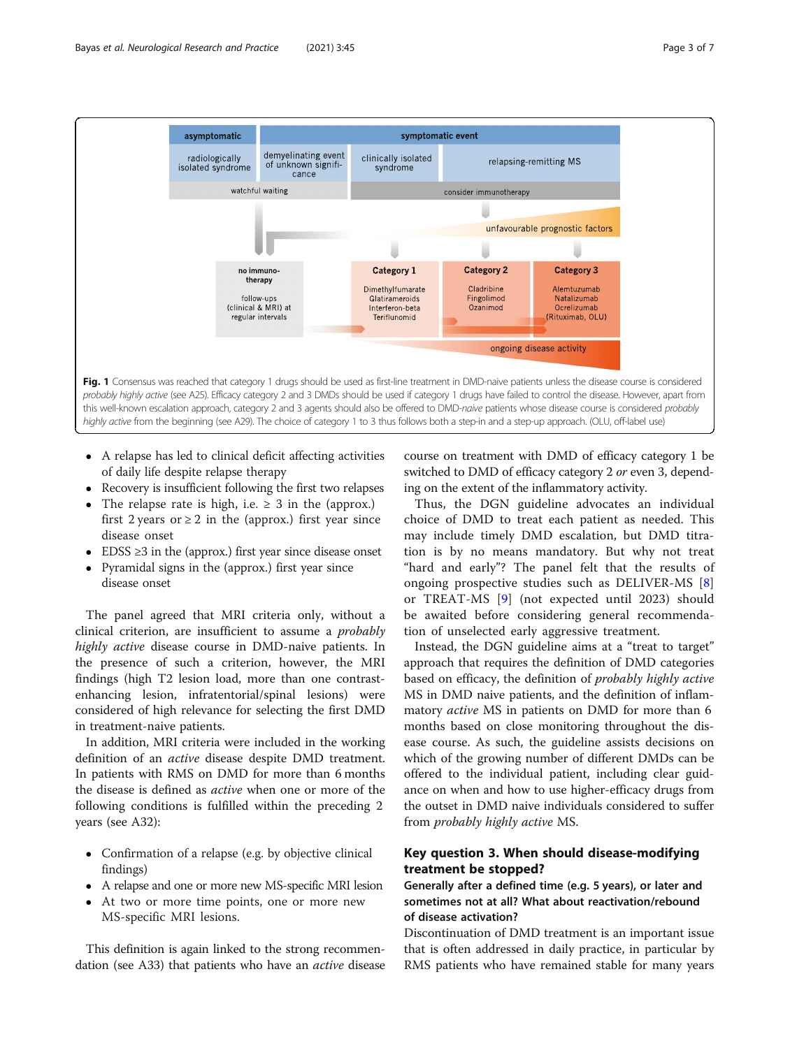**Fig. 1** Consensus was reached that category 1 drugs should be used as first-line treatment in DMD-naive patients unless the disease course is considered *probably highly active* (see A25). Efficacy category 2 and 3 DMDs should be used if category 1 drugs have failed to control the disease. However, apart from this well-known escalation approach, category 2 and 3 agents should also be offered to DMD-*naive* patients whose disease course is considered *probably highly active* from the beginning (see A29). The choice of category 1 to 3 thus follows both a step-in and a step-up approach. (OLU, off-label use)

- A relapse has led to clinical deficit affecting activities of daily life despite relapse therapy
- Recovery is insufficient following the first two relapses
- The relapse rate is high, i.e. ≥ 3 in the (approx.) first 2 years or ≥ 2 in the (approx.) first year since disease onset
- EDSS ≥3 in the (approx.) first year since disease onset
- Pyramidal signs in the (approx.) first year since disease onset

The panel agreed that MRI criteria only, without a clinical criterion, are insufficient to assume a *probably highly active* disease course in DMD-naive patients. In the presence of such a criterion, however, the MRI findings (high T2 lesion load, more than one contrast-enhancing lesion, infratentorial/spinal lesions) were considered of high relevance for selecting the first DMD in treatment-naive patients.

In addition, MRI criteria were included in the working definition of an *active* disease despite DMD treatment. In patients with RMS on DMD for more than 6 months the disease is defined as *active* when one or more of the following conditions is fulfilled within the preceding 2 years (see A32):

- Confirmation of a relapse (e.g. by objective clinical findings)
- A relapse and one or more new MS-specific MRI lesion
- At two or more time points, one or more new MS-specific MRI lesions.

This definition is again linked to the strong recommendation (see A33) that patients who have an *active* disease course on treatment with DMD of efficacy category 1 be switched to DMD of efficacy category 2 *or* even 3, depending on the extent of the inflammatory activity.

Thus, the DGN guideline advocates an individual choice of DMD to treat each patient as needed. This may include timely DMD escalation, but DMD titration is by no means mandatory. But why not treat "hard and early"? The panel felt that the results of ongoing prospective studies such as DELIVER-MS [8] or TREAT-MS [9] (not expected until 2023) should be awaited before considering general recommendation of unselected early aggressive treatment.

Instead, the DGN guideline aims at a "treat to target" approach that requires the definition of DMD categories based on efficacy, the definition of *probably highly active* MS in DMD naive patients, and the definition of inflammatory *active* MS in patients on DMD for more than 6 months based on close monitoring throughout the disease course. As such, the guideline assists decisions on which of the growing number of different DMDs can be offered to the individual patient, including clear guidance on when and how to use higher-efficacy drugs from the outset in DMD naive individuals considered to suffer from *probably highly active* MS.

## Key question 3. When should disease-modifying treatment be stopped?

### Generally after a defined time (e.g. 5 years), or later and sometimes not at all? What about reactivation/rebound of disease activation?

Discontinuation of DMD treatment is an important issue that is often addressed in daily practice, in particular by RMS patients who have remained stable for many years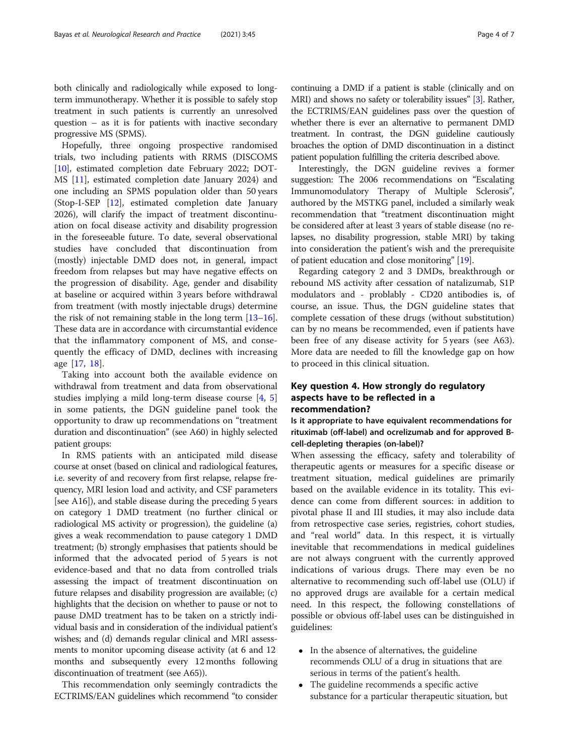both clinically and radiologically while exposed to long-term immunotherapy. Whether it is possible to safely stop treatment in such patients is currently an unresolved question – as it is for patients with inactive secondary progressive MS (SPMS).

Hopefully, three ongoing prospective randomised trials, two including patients with RRMS (DISCOMS [10], estimated completion date February 2022; DOT-MS [11], estimated completion date January 2024) and one including an SPMS population older than 50 years (Stop-I-SEP [12], estimated completion date January 2026), will clarify the impact of treatment discontinuation on focal disease activity and disability progression in the foreseeable future. To date, several observational studies have concluded that discontinuation from (mostly) injectable DMD does not, in general, impact freedom from relapses but may have negative effects on the progression of disability. Age, gender and disability at baseline or acquired within 3 years before withdrawal from treatment (with mostly injectable drugs) determine the risk of not remaining stable in the long term [13–16]. These data are in accordance with circumstantial evidence that the inflammatory component of MS, and consequently the efficacy of DMD, declines with increasing age [17, 18].

Taking into account both the available evidence on withdrawal from treatment and data from observational studies implying a mild long-term disease course [4, 5] in some patients, the DGN guideline panel took the opportunity to draw up recommendations on "treatment duration and discontinuation" (see A60) in highly selected patient groups:

In RMS patients with an anticipated mild disease course at onset (based on clinical and radiological features, i.e. severity of and recovery from first relapse, relapse frequency, MRI lesion load and activity, and CSF parameters [see A16]), and stable disease during the preceding 5 years on category 1 DMD treatment (no further clinical or radiological MS activity or progression), the guideline (a) gives a weak recommendation to pause category 1 DMD treatment; (b) strongly emphasises that patients should be informed that the advocated period of 5 years is not evidence-based and that no data from controlled trials assessing the impact of treatment discontinuation on future relapses and disability progression are available; (c) highlights that the decision on whether to pause or not to pause DMD treatment has to be taken on a strictly individual basis and in consideration of the individual patient's wishes; and (d) demands regular clinical and MRI assessments to monitor upcoming disease activity (at 6 and 12 months and subsequently every 12 months following discontinuation of treatment (see A65)).

This recommendation only seemingly contradicts the ECTRIMS/EAN guidelines which recommend "to consider continuing a DMD if a patient is stable (clinically and on MRI) and shows no safety or tolerability issues" [3]. Rather, the ECTRIMS/EAN guidelines pass over the question of whether there is ever an alternative to permanent DMD treatment. In contrast, the DGN guideline cautiously broaches the option of DMD discontinuation in a distinct patient population fulfilling the criteria described above.

Interestingly, the DGN guideline revives a former suggestion: The 2006 recommendations on "Escalating Immunomodulatory Therapy of Multiple Sclerosis", authored by the MSTKG panel, included a similarly weak recommendation that "treatment discontinuation might be considered after at least 3 years of stable disease (no relapses, no disability progression, stable MRI) by taking into consideration the patient's wish and the prerequisite of patient education and close monitoring" [19].

Regarding category 2 and 3 DMDs, breakthrough or rebound MS activity after cessation of natalizumab, S1P modulators and - problably - CD20 antibodies is, of course, an issue. Thus, the DGN guideline states that complete cessation of these drugs (without substitution) can by no means be recommended, even if patients have been free of any disease activity for 5 years (see A63). More data are needed to fill the knowledge gap on how to proceed in this clinical situation.

## Key question 4. How strongly do regulatory aspects have to be reflected in a recommendation?

### Is it appropriate to have equivalent recommendations for rituximab (off-label) and ocrelizumab and for approved B-cell-depleting therapies (on-label)?

When assessing the efficacy, safety and tolerability of therapeutic agents or measures for a specific disease or treatment situation, medical guidelines are primarily based on the available evidence in its totality. This evidence can come from different sources: in addition to pivotal phase II and III studies, it may also include data from retrospective case series, registries, cohort studies, and "real world" data. In this respect, it is virtually inevitable that recommendations in medical guidelines are not always congruent with the currently approved indications of various drugs. There may even be no alternative to recommending such off-label use (OLU) if no approved drugs are available for a certain medical need. In this respect, the following constellations of possible or obvious off-label uses can be distinguished in guidelines:

- In the absence of alternatives, the guideline recommends OLU of a drug in situations that are serious in terms of the patient's health.
- The guideline recommends a specific active substance for a particular therapeutic situation, but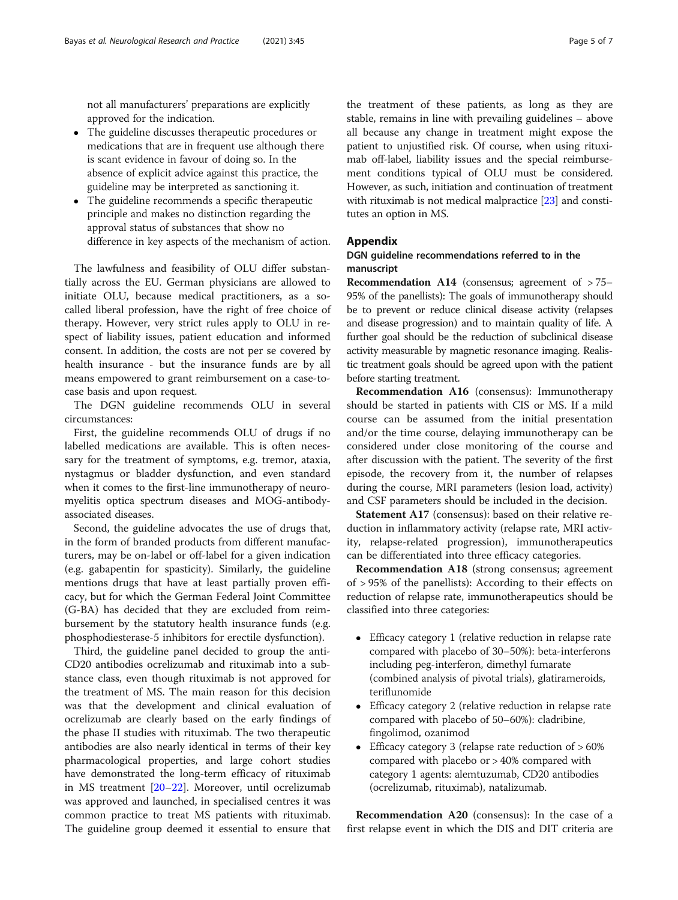not all manufacturers' preparations are explicitly approved for the indication.

- The guideline discusses therapeutic procedures or medications that are in frequent use although there is scant evidence in favour of doing so. In the absence of explicit advice against this practice, the guideline may be interpreted as sanctioning it.
- The guideline recommends a specific therapeutic principle and makes no distinction regarding the approval status of substances that show no difference in key aspects of the mechanism of action.

The lawfulness and feasibility of OLU differ substantially across the EU. German physicians are allowed to initiate OLU, because medical practitioners, as a so-called liberal profession, have the right of free choice of therapy. However, very strict rules apply to OLU in respect of liability issues, patient education and informed consent. In addition, the costs are not per se covered by health insurance - but the insurance funds are by all means empowered to grant reimbursement on a case-to-case basis and upon request.

The DGN guideline recommends OLU in several circumstances:

First, the guideline recommends OLU of drugs if no labelled medications are available. This is often necessary for the treatment of symptoms, e.g. tremor, ataxia, nystagmus or bladder dysfunction, and even standard when it comes to the first-line immunotherapy of neuromyelitis optica spectrum diseases and MOG-antibody-associated diseases.

Second, the guideline advocates the use of drugs that, in the form of branded products from different manufacturers, may be on-label or off-label for a given indication (e.g. gabapentin for spasticity). Similarly, the guideline mentions drugs that have at least partially proven efficacy, but for which the German Federal Joint Committee (G-BA) has decided that they are excluded from reimbursement by the statutory health insurance funds (e.g. phosphodiesterase-5 inhibitors for erectile dysfunction).

Third, the guideline panel decided to group the anti-CD20 antibodies ocrelizumab and rituximab into a substance class, even though rituximab is not approved for the treatment of MS. The main reason for this decision was that the development and clinical evaluation of ocrelizumab are clearly based on the early findings of the phase II studies with rituximab. The two therapeutic antibodies are also nearly identical in terms of their key pharmacological properties, and large cohort studies have demonstrated the long-term efficacy of rituximab in MS treatment [20–22]. Moreover, until ocrelizumab was approved and launched, in specialised centres it was common practice to treat MS patients with rituximab. The guideline group deemed it essential to ensure that the treatment of these patients, as long as they are stable, remains in line with prevailing guidelines – above all because any change in treatment might expose the patient to unjustified risk. Of course, when using rituximab off-label, liability issues and the special reimbursement conditions typical of OLU must be considered. However, as such, initiation and continuation of treatment with rituximab is not medical malpractice [23] and constitutes an option in MS.

## Appendix

### DGN guideline recommendations referred to in the manuscript

**Recommendation A14** (consensus; agreement of > 75–95% of the panellists): The goals of immunotherapy should be to prevent or reduce clinical disease activity (relapses and disease progression) and to maintain quality of life. A further goal should be the reduction of subclinical disease activity measurable by magnetic resonance imaging. Realistic treatment goals should be agreed upon with the patient before starting treatment.

**Recommendation A16** (consensus): Immunotherapy should be started in patients with CIS or MS. If a mild course can be assumed from the initial presentation and/or the time course, delaying immunotherapy can be considered under close monitoring of the course and after discussion with the patient. The severity of the first episode, the recovery from it, the number of relapses during the course, MRI parameters (lesion load, activity) and CSF parameters should be included in the decision.

**Statement A17** (consensus): based on their relative reduction in inflammatory activity (relapse rate, MRI activity, relapse-related progression), immunotherapeutics can be differentiated into three efficacy categories.

**Recommendation A18** (strong consensus; agreement of > 95% of the panellists): According to their effects on reduction of relapse rate, immunotherapeutics should be classified into three categories:

- Efficacy category 1 (relative reduction in relapse rate compared with placebo of 30–50%): beta-interferons including peg-interferon, dimethyl fumarate (combined analysis of pivotal trials), glatirameroids, teriflunomide
- Efficacy category 2 (relative reduction in relapse rate compared with placebo of 50–60%): cladribine, fingolimod, ozanimod
- Efficacy category 3 (relapse rate reduction of > 60% compared with placebo or > 40% compared with category 1 agents: alemtuzumab, CD20 antibodies (ocrelizumab, rituximab), natalizumab.

**Recommendation A20** (consensus): In the case of a first relapse event in which the DIS and DIT criteria are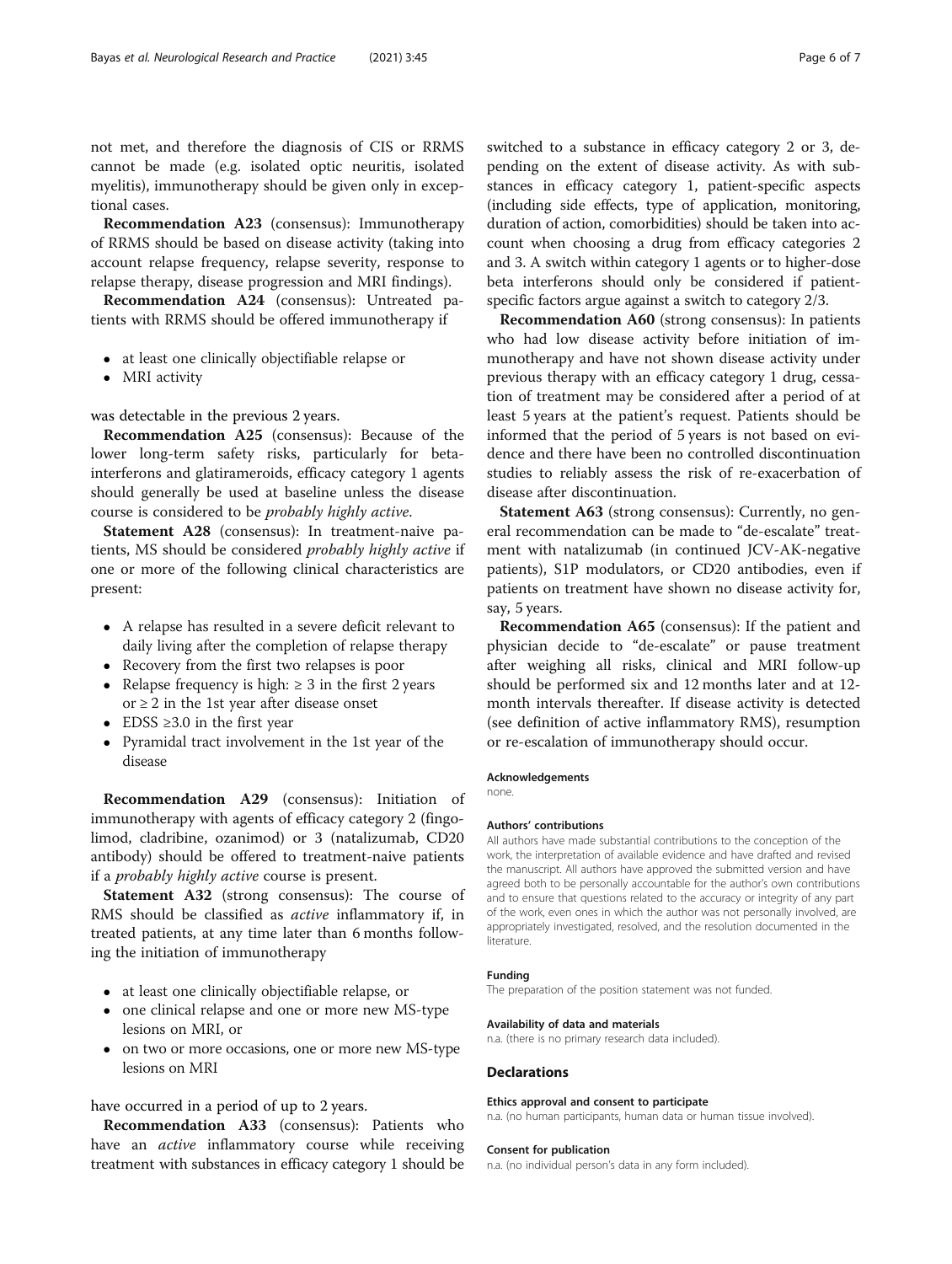not met, and therefore the diagnosis of CIS or RRMS cannot be made (e.g. isolated optic neuritis, isolated myelitis), immunotherapy should be given only in exceptional cases.

**Recommendation A23** (consensus): Immunotherapy of RRMS should be based on disease activity (taking into account relapse frequency, relapse severity, response to relapse therapy, disease progression and MRI findings).

**Recommendation A24** (consensus): Untreated patients with RRMS should be offered immunotherapy if

- at least one clinically objectifiable relapse or
- MRI activity

was detectable in the previous 2 years.

**Recommendation A25** (consensus): Because of the lower long-term safety risks, particularly for beta-interferons and glatirameroids, efficacy category 1 agents should generally be used at baseline unless the disease course is considered to be *probably highly active*.

**Statement A28** (consensus): In treatment-naive patients, MS should be considered *probably highly active* if one or more of the following clinical characteristics are present:

- A relapse has resulted in a severe deficit relevant to daily living after the completion of relapse therapy
- Recovery from the first two relapses is poor
- Relapse frequency is high: ≥ 3 in the first 2 years or ≥ 2 in the 1st year after disease onset
- EDSS ≥3.0 in the first year
- Pyramidal tract involvement in the 1st year of the disease

**Recommendation A29** (consensus): Initiation of immunotherapy with agents of efficacy category 2 (fingolimod, cladribine, ozanimod) or 3 (natalizumab, CD20 antibody) should be offered to treatment-naive patients if a *probably highly active* course is present.

**Statement A32** (strong consensus): The course of RMS should be classified as *active* inflammatory if, in treated patients, at any time later than 6 months following the initiation of immunotherapy

- at least one clinically objectifiable relapse, or
- one clinical relapse and one or more new MS-type lesions on MRI, or
- on two or more occasions, one or more new MS-type lesions on MRI

have occurred in a period of up to 2 years.

**Recommendation A33** (consensus): Patients who have an *active* inflammatory course while receiving treatment with substances in efficacy category 1 should be switched to a substance in efficacy category 2 or 3, depending on the extent of disease activity. As with substances in efficacy category 1, patient-specific aspects (including side effects, type of application, monitoring, duration of action, comorbidities) should be taken into account when choosing a drug from efficacy categories 2 and 3. A switch within category 1 agents or to higher-dose beta interferons should only be considered if patient-specific factors argue against a switch to category 2/3.

**Recommendation A60** (strong consensus): In patients who had low disease activity before initiation of immunotherapy and have not shown disease activity under previous therapy with an efficacy category 1 drug, cessation of treatment may be considered after a period of at least 5 years at the patient's request. Patients should be informed that the period of 5 years is not based on evidence and there have been no controlled discontinuation studies to reliably assess the risk of re-exacerbation of disease after discontinuation.

**Statement A63** (strong consensus): Currently, no general recommendation can be made to "de-escalate" treatment with natalizumab (in continued JCV-AK-negative patients), S1P modulators, or CD20 antibodies, even if patients on treatment have shown no disease activity for, say, 5 years.

**Recommendation A65** (consensus): If the patient and physician decide to "de-escalate" or pause treatment after weighing all risks, clinical and MRI follow-up should be performed six and 12 months later and at 12-month intervals thereafter. If disease activity is detected (see definition of active inflammatory RMS), resumption or re-escalation of immunotherapy should occur.

#### Acknowledgements

none.

#### Authors' contributions

All authors have made substantial contributions to the conception of the work, the interpretation of available evidence and have drafted and revised the manuscript. All authors have approved the submitted version and have agreed both to be personally accountable for the author's own contributions and to ensure that questions related to the accuracy or integrity of any part of the work, even ones in which the author was not personally involved, are appropriately investigated, resolved, and the resolution documented in the literature.

#### Funding

The preparation of the position statement was not funded.

#### Availability of data and materials

n.a. (there is no primary research data included).

## Declarations

#### Ethics approval and consent to participate

n.a. (no human participants, human data or human tissue involved).

#### Consent for publication

n.a. (no individual person's data in any form included).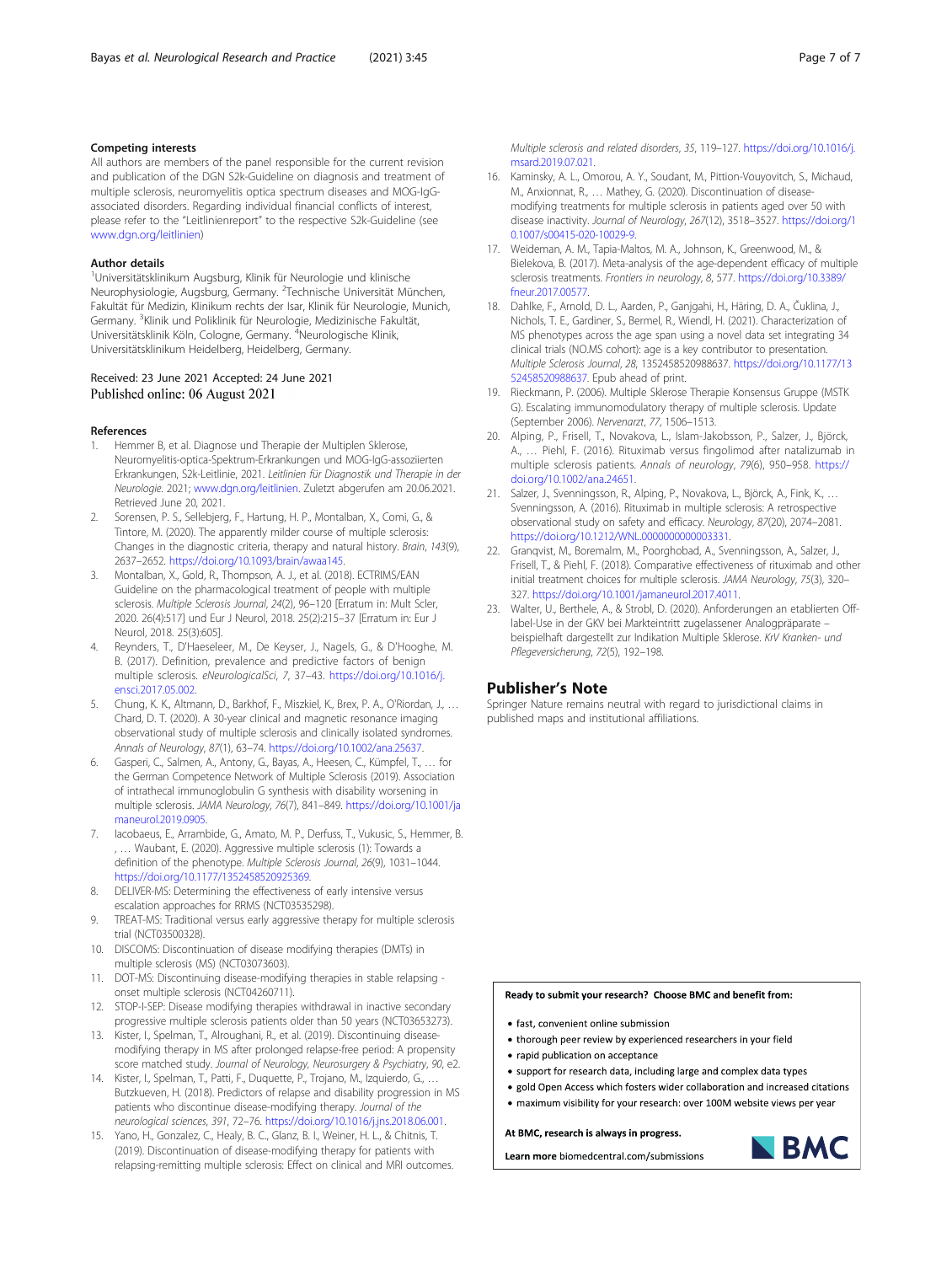### Competing interests

All authors are members of the panel responsible for the current revision and publication of the DGN S2k-Guideline on diagnosis and treatment of multiple sclerosis, neuromyelitis optica spectrum diseases and MOG-IgG-associated disorders. Regarding individual financial conflicts of interest, please refer to the "Leitlinienreport" to the respective S2k-Guideline (see www.dgn.org/leitlinien)

### Author details

[1]Universitätsklinikum Augsburg, Klinik für Neurologie und klinische Neurophysiologie, Augsburg, Germany. [2]Technische Universität München, Fakultät für Medizin, Klinikum rechts der Isar, Klinik für Neurologie, Munich, Germany. [3]Klinik und Poliklinik für Neurologie, Medizinische Fakultät, Universitätsklinik Köln, Cologne, Germany. [4]Neurologische Klinik, Universitätsklinikum Heidelberg, Heidelberg, Germany.

Received: 23 June 2021 Accepted: 24 June 2021
Published online: 06 August 2021

### References

1. Hemmer B, et al. Diagnose und Therapie der Multiplen Sklerose, Neuromyelitis-optica-Spektrum-Erkrankungen und MOG-IgG-assoziierten Erkrankungen, S2k-Leitlinie, 2021. *Leitlinien für Diagnostik und Therapie in der Neurologie*. 2021; www.dgn.org/leitlinien. Zuletzt abgerufen am 20.06.2021. Retrieved June 20, 2021.
2. Sorensen, P. S., Sellebjerg, F., Hartung, H. P., Montalban, X., Comi, G., & Tintore, M. (2020). The apparently milder course of multiple sclerosis: Changes in the diagnostic criteria, therapy and natural history. *Brain*, *143*(9), 2637–2652. https://doi.org/10.1093/brain/awaa145.
3. Montalban, X., Gold, R., Thompson, A. J., et al. (2018). ECTRIMS/EAN Guideline on the pharmacological treatment of people with multiple sclerosis. *Multiple Sclerosis Journal*, *24*(2), 96–120 [Erratum in: Mult Scler, 2020. 26(4):517] und Eur J Neurol, 2018. 25(2):215–37 [Erratum in: Eur J Neurol, 2018. 25(3):605].
4. Reynders, T., D'Haeseleer, M., De Keyser, J., Nagels, G., & D'Hooghe, M. B. (2017). Definition, prevalence and predictive factors of benign multiple sclerosis. *eNeurologicalSci*, *7*, 37–43. https://doi.org/10.1016/j.ensci.2017.05.002.
5. Chung, K. K., Altmann, D., Barkhof, F., Miszkiel, K., Brex, P. A., O'Riordan, J., … Chard, D. T. (2020). A 30-year clinical and magnetic resonance imaging observational study of multiple sclerosis and clinically isolated syndromes. *Annals of Neurology*, *87*(1), 63–74. https://doi.org/10.1002/ana.25637.
6. Gasperi, C., Salmen, A., Antony, G., Bayas, A., Heesen, C., Kümpfel, T., … for the German Competence Network of Multiple Sclerosis (2019). Association of intrathecal immunoglobulin G synthesis with disability worsening in multiple sclerosis. *JAMA Neurology*, *76*(7), 841–849. https://doi.org/10.1001/jamaneurol.2019.0905.
7. Iacobaeus, E., Arrambide, G., Amato, M. P., Derfuss, T., Vukusic, S., Hemmer, B., … Waubant, E. (2020). Aggressive multiple sclerosis (1): Towards a definition of the phenotype. *Multiple Sclerosis Journal*, *26*(9), 1031–1044. https://doi.org/10.1177/1352458520925369.
8. DELIVER-MS: Determining the effectiveness of early intensive versus escalation approaches for RRMS (NCT03535298).
9. TREAT-MS: Traditional versus early aggressive therapy for multiple sclerosis trial (NCT03500328).
10. DISCOMS: Discontinuation of disease modifying therapies (DMTs) in multiple sclerosis (MS) (NCT03073603).
11. DOT-MS: Discontinuing disease-modifying therapies in stable relapsing - onset multiple sclerosis (NCT04260711).
12. STOP-I-SEP: Disease modifying therapies withdrawal in inactive secondary progressive multiple sclerosis patients older than 50 years (NCT03653273).
13. Kister, I., Spelman, T., Alroughani, R., et al. (2019). Discontinuing disease-modifying therapy in MS after prolonged relapse-free period: A propensity score matched study. *Journal of Neurology, Neurosurgery & Psychiatry*, *90*, e2.
14. Kister, I., Spelman, T., Patti, F., Duquette, P., Trojano, M., Izquierdo, G., … Butzkueven, H. (2018). Predictors of relapse and disability progression in MS patients who discontinue disease-modifying therapy. *Journal of the neurological sciences*, *391*, 72–76. https://doi.org/10.1016/j.jns.2018.06.001.
15. Yano, H., Gonzalez, C., Healy, B. C., Glanz, B. I., Weiner, H. L., & Chitnis, T. (2019). Discontinuation of disease-modifying therapy for patients with relapsing-remitting multiple sclerosis: Effect on clinical and MRI outcomes. *Multiple sclerosis and related disorders*, *35*, 119–127. https://doi.org/10.1016/j.msard.2019.07.021.
16. Kaminsky, A. L., Omorou, A. Y., Soudant, M., Pittion-Vouyovitch, S., Michaud, M., Anxionnat, R., … Mathey, G. (2020). Discontinuation of disease-modifying treatments for multiple sclerosis in patients aged over 50 with disease inactivity. *Journal of Neurology*, *267*(12), 3518–3527. https://doi.org/10.1007/s00415-020-10029-9.
17. Weideman, A. M., Tapia-Maltos, M. A., Johnson, K., Greenwood, M., & Bielekova, B. (2017). Meta-analysis of the age-dependent efficacy of multiple sclerosis treatments. *Frontiers in neurology*, *8*, 577. https://doi.org/10.3389/fneur.2017.00577.
18. Dahlke, F., Arnold, D. L., Aarden, P., Ganjgahi, H., Häring, D. A., Čuklina, J., Nichols, T. E., Gardiner, S., Bermel, R., Wiendl, H. (2021). Characterization of MS phenotypes across the age span using a novel data set integrating 34 clinical trials (NO.MS cohort): age is a key contributor to presentation. *Multiple Sclerosis Journal*, *28*, 1352458520988637. https://doi.org/10.1177/1352458520988637. Epub ahead of print.
19. Rieckmann, P. (2006). Multiple Sklerose Therapie Konsensus Gruppe (MSTKG). Escalating immunomodulatory therapy of multiple sclerosis. Update (September 2006). *Nervenarzt*, *77*, 1506–1513.
20. Alping, P., Frisell, T., Novakova, L., Islam-Jakobsson, P., Salzer, J., Björck, A., … Piehl, F. (2016). Rituximab versus fingolimod after natalizumab in multiple sclerosis patients. *Annals of neurology*, *79*(6), 950–958. https://doi.org/10.1002/ana.24651.
21. Salzer, J., Svenningsson, R., Alping, P., Novakova, L., Björck, A., Fink, K., … Svenningsson, A. (2016). Rituximab in multiple sclerosis: A retrospective observational study on safety and efficacy. *Neurology*, *87*(20), 2074–2081. https://doi.org/10.1212/WNL.0000000000003331.
22. Granqvist, M., Boremalm, M., Poorghobad, A., Svenningsson, A., Salzer, J., Frisell, T., & Piehl, F. (2018). Comparative effectiveness of rituximab and other initial treatment choices for multiple sclerosis. *JAMA Neurology*, *75*(3), 320–327. https://doi.org/10.1001/jamaneurol.2017.4011.
23. Walter, U., Berthele, A., & Strobl, D. (2020). Anforderungen an etablierten Off-label-Use in der GKV bei Markteintritt zugelassener Analogpräparate – beispielhaft dargestellt zur Indikation Multiple Sklerose. *KrV Kranken- und Pflegeversicherung*, *72*(5), 192–198.

## Publisher's Note

Springer Nature remains neutral with regard to jurisdictional claims in published maps and institutional affiliations.

**Ready to submit your research? Choose BMC and benefit from:**

- fast, convenient online submission
- thorough peer review by experienced researchers in your field
- rapid publication on acceptance
- support for research data, including large and complex data types
- gold Open Access which fosters wider collaboration and increased citations
- maximum visibility for your research: over 100M website views per year

**At BMC, research is always in progress.**

**Learn more** biomedcentral.com/submissions

BMC